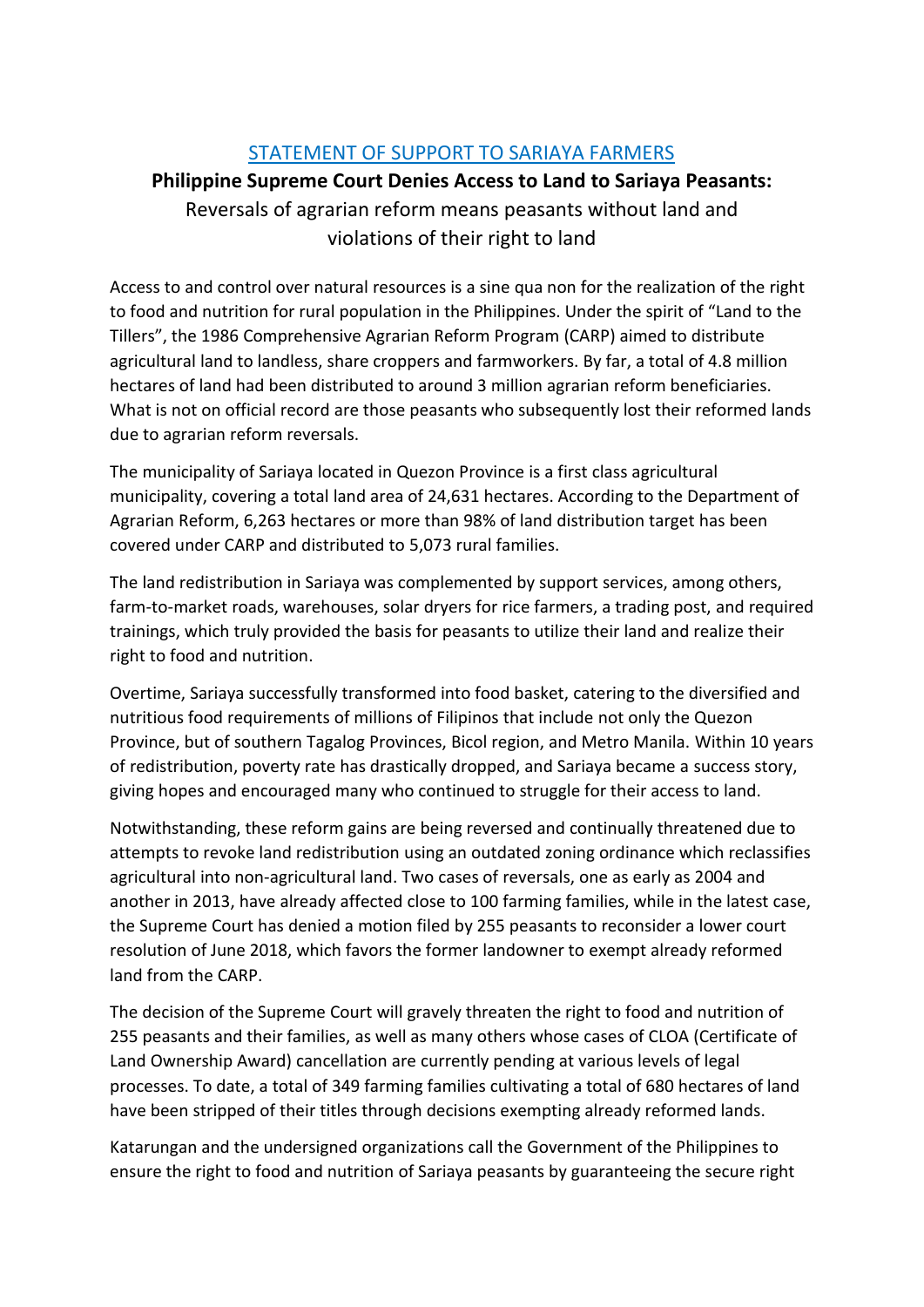# STATEMENT OF SUPPORT TO SARIAYA FARMERS

**Philippine Supreme Court Denies Access to Land to Sariaya Peasants:**

Reversals of agrarian reform means peasants without land and violations of their right to land

Access to and control over natural resources is a sine qua non for the realization of the right to food and nutrition for rural population in the Philippines. Under the spirit of "Land to the Tillers", the 1986 Comprehensive Agrarian Reform Program (CARP) aimed to distribute agricultural land to landless, share croppers and farmworkers. By far, a total of 4.8 million hectares of land had been distributed to around 3 million agrarian reform beneficiaries. What is not on official record are those peasants who subsequently lost their reformed lands due to agrarian reform reversals.

The municipality of Sariaya located in Quezon Province is a first class agricultural municipality, covering a total land area of 24,631 hectares. According to the Department of Agrarian Reform, 6,263 hectares or more than 98% of land distribution target has been covered under CARP and distributed to 5,073 rural families.

The land redistribution in Sariaya was complemented by support services, among others, farm-to-market roads, warehouses, solar dryers for rice farmers, a trading post, and required trainings, which truly provided the basis for peasants to utilize their land and realize their right to food and nutrition.

Overtime, Sariaya successfully transformed into food basket, catering to the diversified and nutritious food requirements of millions of Filipinos that include not only the Quezon Province, but of southern Tagalog Provinces, Bicol region, and Metro Manila. Within 10 years of redistribution, poverty rate has drastically dropped, and Sariaya became a success story, giving hopes and encouraged many who continued to struggle for their access to land.

Notwithstanding, these reform gains are being reversed and continually threatened due to attempts to revoke land redistribution using an outdated zoning ordinance which reclassifies agricultural into non-agricultural land. Two cases of reversals, one as early as 2004 and another in 2013, have already affected close to 100 farming families, while in the latest case, the Supreme Court has denied a motion filed by 255 peasants to reconsider a lower court resolution of June 2018, which favors the former landowner to exempt already reformed land from the CARP.

The decision of the Supreme Court will gravely threaten the right to food and nutrition of 255 peasants and their families, as well as many others whose cases of CLOA (Certificate of Land Ownership Award) cancellation are currently pending at various levels of legal processes. To date, a total of 349 farming families cultivating a total of 680 hectares of land have been stripped of their titles through decisions exempting already reformed lands.

Katarungan and the undersigned organizations call the Government of the Philippines to ensure the right to food and nutrition of Sariaya peasants by guaranteeing the secure right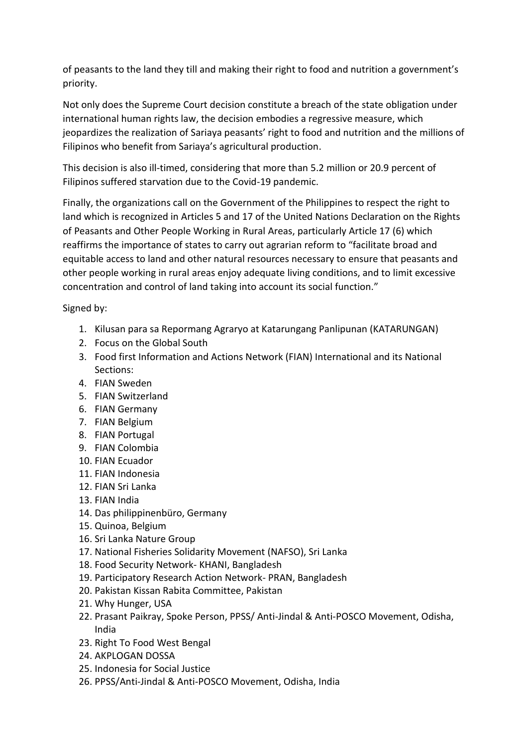of peasants to the land they till and making their right to food and nutrition a government's priority.

Not only does the Supreme Court decision constitute a breach of the state obligation under international human rights law, the decision embodies a regressive measure, which jeopardizes the realization of Sariaya peasants' right to food and nutrition and the millions of Filipinos who benefit from Sariaya's agricultural production.

This decision is also ill-timed, considering that more than 5.2 million or 20.9 percent of Filipinos suffered starvation due to the Covid-19 pandemic.

Finally, the organizations call on the Government of the Philippines to respect the right to land which is recognized in Articles 5 and 17 of the United Nations Declaration on the Rights of Peasants and Other People Working in Rural Areas, particularly Article 17 (6) which reaffirms the importance of states to carry out agrarian reform to "facilitate broad and equitable access to land and other natural resources necessary to ensure that peasants and other people working in rural areas enjoy adequate living conditions, and to limit excessive concentration and control of land taking into account its social function."

Signed by:

1. Kilusan para sa Repormang Agraryo at Katarungang Panlipunan (KATARUNGAN)
2. Focus on the Global South
3. Food first Information and Actions Network (FIAN) International and its National Sections:
4. FIAN Sweden
5. FIAN Switzerland
6. FIAN Germany
7. FIAN Belgium
8. FIAN Portugal
9. FIAN Colombia
10. FIAN Ecuador
11. FIAN Indonesia
12. FIAN Sri Lanka
13. FIAN India
14. Das philippinenbüro, Germany
15. Quinoa, Belgium
16. Sri Lanka Nature Group
17. National Fisheries Solidarity Movement (NAFSO), Sri Lanka
18. Food Security Network- KHANI, Bangladesh
19. Participatory Research Action Network- PRAN, Bangladesh
20. Pakistan Kissan Rabita Committee, Pakistan
21. Why Hunger, USA
22. Prasant Paikray, Spoke Person, PPSS/ Anti-Jindal & Anti-POSCO Movement, Odisha, India
23. Right To Food West Bengal
24. AKPLOGAN DOSSA
25. Indonesia for Social Justice
26. PPSS/Anti-Jindal & Anti-POSCO Movement, Odisha, India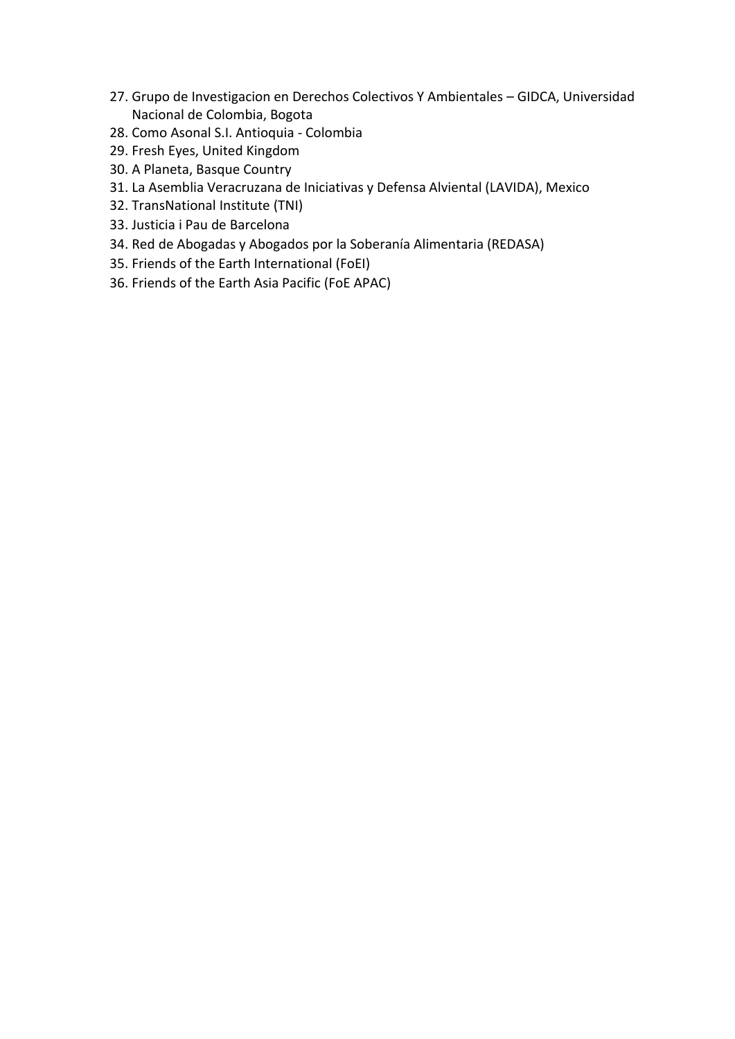27. Grupo de Investigacion en Derechos Colectivos Y Ambientales – GIDCA, Universidad Nacional de Colombia, Bogota
28. Como Asonal S.I. Antioquia - Colombia
29. Fresh Eyes, United Kingdom
30. A Planeta, Basque Country
31. La Asemblia Veracruzana de Iniciativas y Defensa Alviental (LAVIDA), Mexico
32. TransNational Institute (TNI)
33. Justicia i Pau de Barcelona
34. Red de Abogadas y Abogados por la Soberanía Alimentaria (REDASA)
35. Friends of the Earth International (FoEI)
36. Friends of the Earth Asia Pacific (FoE APAC)